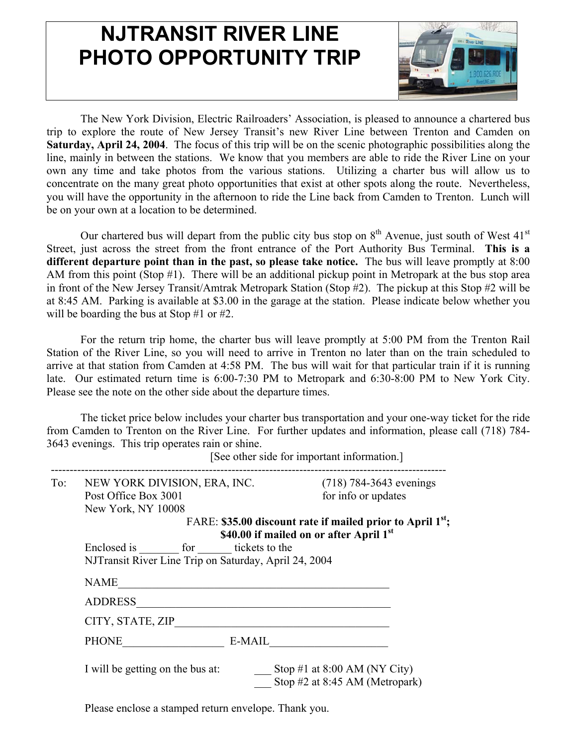# NJTRANSIT RIVER LINE PHOTO OPPORTUNITY TRIP

The New York Division, Electric Railroaders' Association, is pleased to announce a chartered bus trip to explore the route of New Jersey Transit's new River Line between Trenton and Camden on **Saturday, April 24, 2004**. The focus of this trip will be on the scenic photographic possibilities along the line, mainly in between the stations. We know that you members are able to ride the River Line on your own any time and take photos from the various stations. Utilizing a charter bus will allow us to concentrate on the many great photo opportunities that exist at other spots along the route. Nevertheless, you will have the opportunity in the afternoon to ride the Line back from Camden to Trenton. Lunch will be on your own at a location to be determined.

Our chartered bus will depart from the public city bus stop on 8th Avenue, just south of West 41st Street, just across the street from the front entrance of the Port Authority Bus Terminal. **This is a different departure point than in the past, so please take notice.** The bus will leave promptly at 8:00 AM from this point (Stop #1). There will be an additional pickup point in Metropark at the bus stop area in front of the New Jersey Transit/Amtrak Metropark Station (Stop #2). The pickup at this Stop #2 will be at 8:45 AM. Parking is available at $3.00 in the garage at the station. Please indicate below whether you will be boarding the bus at Stop #1 or #2.

For the return trip home, the charter bus will leave promptly at 5:00 PM from the Trenton Rail Station of the River Line, so you will need to arrive in Trenton no later than on the train scheduled to arrive at that station from Camden at 4:58 PM. The bus will wait for that particular train if it is running late. Our estimated return time is 6:00-7:30 PM to Metropark and 6:30-8:00 PM to New York City. Please see the note on the other side about the departure times.

The ticket price below includes your charter bus transportation and your one-way ticket for the ride from Camden to Trenton on the River Line. For further updates and information, please call (718) 784-3643 evenings. This trip operates rain or shine.

[See other side for important information.]

---

To: NEW YORK DIVISION, ERA, INC.
Post Office Box 3001
New York, NY 10008

(718) 784-3643 evenings
for info or updates

FARE: **$35.00 discount rate if mailed prior to April 1st; $40.00 if mailed on or after April 1st**

Enclosed is _______ for ______ tickets to the NJTransit River Line Trip on Saturday, April 24, 2004

NAME_______________________________________________

ADDRESS____________________________________________

CITY, STATE, ZIP_____________________________________

PHONE__________________ E-MAIL_____________________

I will be getting on the bus at:

___ Stop #1 at 8:00 AM (NY City)

___ Stop #2 at 8:45 AM (Metropark)

Please enclose a stamped return envelope. Thank you.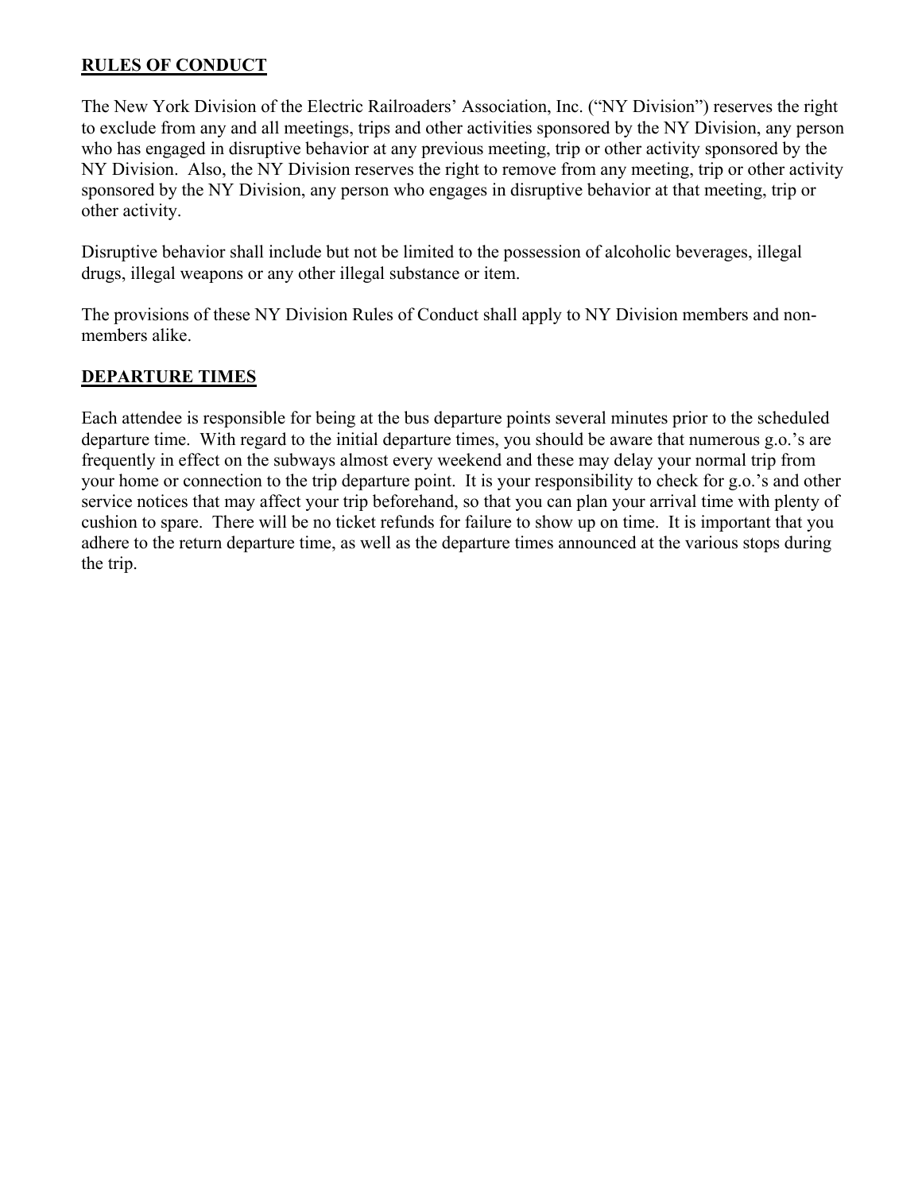## RULES OF CONDUCT

The New York Division of the Electric Railroaders' Association, Inc. ("NY Division") reserves the right to exclude from any and all meetings, trips and other activities sponsored by the NY Division, any person who has engaged in disruptive behavior at any previous meeting, trip or other activity sponsored by the NY Division. Also, the NY Division reserves the right to remove from any meeting, trip or other activity sponsored by the NY Division, any person who engages in disruptive behavior at that meeting, trip or other activity.

Disruptive behavior shall include but not be limited to the possession of alcoholic beverages, illegal drugs, illegal weapons or any other illegal substance or item.

The provisions of these NY Division Rules of Conduct shall apply to NY Division members and non-members alike.

## DEPARTURE TIMES

Each attendee is responsible for being at the bus departure points several minutes prior to the scheduled departure time. With regard to the initial departure times, you should be aware that numerous g.o.'s are frequently in effect on the subways almost every weekend and these may delay your normal trip from your home or connection to the trip departure point. It is your responsibility to check for g.o.'s and other service notices that may affect your trip beforehand, so that you can plan your arrival time with plenty of cushion to spare. There will be no ticket refunds for failure to show up on time. It is important that you adhere to the return departure time, as well as the departure times announced at the various stops during the trip.